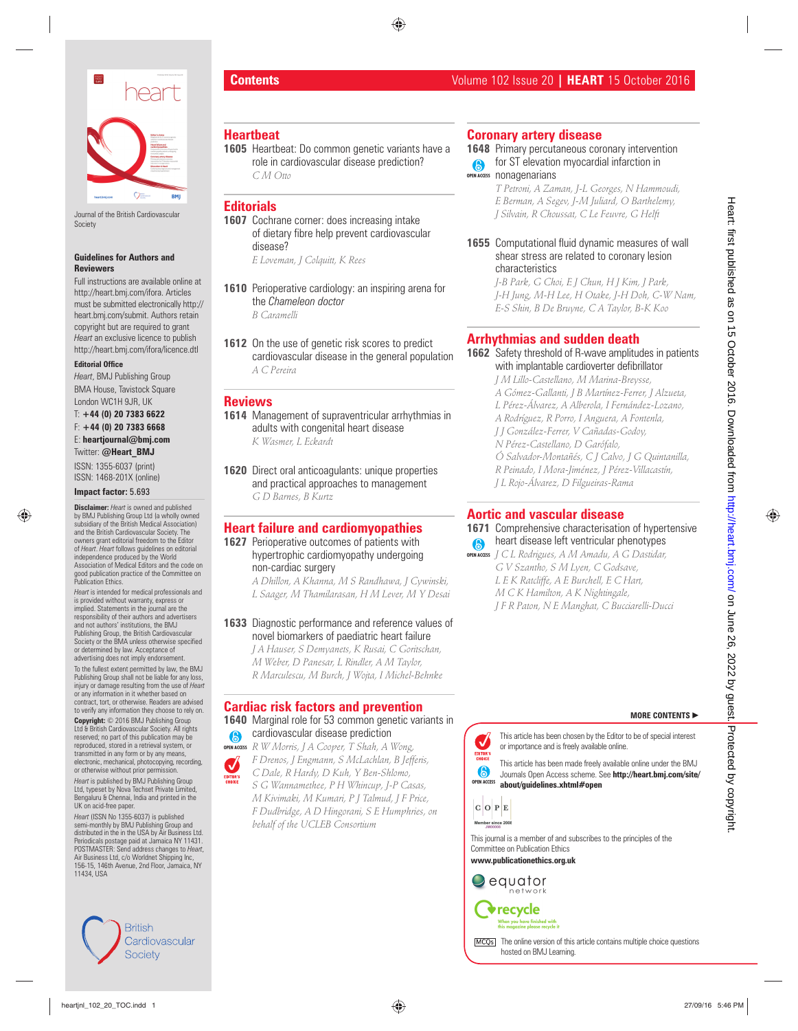# Contents

Volume 102 Issue 20 | **HEART** 15 October 2016

Journal of the British Cardiovascular Society

**Guidelines for Authors and Reviewers**

Full instructions are available online at http://heart.bmj.com/ifora. Articles must be submitted electronically http://heart.bmj.com/submit. Authors retain copyright but are required to grant *Heart* an exclusive licence to publish http://heart.bmj.com/ifora/licence.dtl

**Editorial Office**

*Heart*, BMJ Publishing Group
BMA House, Tavistock Square
London WC1H 9JR, UK
T: **+44 (0) 20 7383 6622**
F: **+44 (0) 20 7383 6668**
E: **heartjournal@bmj.com**
Twitter: **@Heart_BMJ**

ISSN: 1355-6037 (print)
ISSN: 1468-201X (online)

**Impact factor:** 5.693

**Disclaimer:** *Heart* is owned and published by BMJ Publishing Group Ltd (a wholly owned subsidiary of the British Medical Association) and the British Cardiovascular Society. The owners grant editorial freedom to the Editor of *Heart*. *Heart* follows guidelines on editorial independence produced by the World Association of Medical Editors and the code on good publication practice of the Committee on Publication Ethics.

*Heart* is intended for medical professionals and is provided without warranty, express or implied. Statements in the journal are the responsibility of their authors and advertisers and not authors' institutions, the BMJ Publishing Group, the British Cardiovascular Society or the BMA unless otherwise specified or determined by law. Acceptance of advertising does not imply endorsement.

To the fullest extent permitted by law, the BMJ Publishing Group shall not be liable for any loss, injury or damage resulting from the use of *Heart* or any information in it whether based on contract, tort, or otherwise. Readers are advised to verify any information they choose to rely on.

**Copyright:** © 2016 BMJ Publishing Group Ltd & British Cardiovascular Society. All rights reserved; no part of this publication may be reproduced, stored in a retrieval system, or transmitted in any form or by any means, electronic, mechanical, photocopying, recording, or otherwise without prior permission.

*Heart* is published by BMJ Publishing Group Ltd, typeset by Nova Techset Private Limited, Bengaluru & Chennai, India and printed in the UK on acid-free paper.

*Heart* (ISSN No 1355-6037) is published semi-monthly by BMJ Publishing Group and distributed in the USA by Air Business Ltd. Periodicals postage paid at Jamaica NY 11431. POSTMASTER: Send address changes to *Heart*, Air Business Ltd, c/o Worldnet Shipping Inc, 156-15, 146th Avenue, 2nd Floor, Jamaica, NY 11434, USA

British Cardiovascular Society

## Heartbeat

**1605** Heartbeat: Do common genetic variants have a role in cardiovascular disease prediction?
*C M Otto*

## Editorials

**1607** Cochrane corner: does increasing intake of dietary fibre help prevent cardiovascular disease?
*E Loveman, J Colquitt, K Rees*

**1610** Perioperative cardiology: an inspiring arena for the *Chameleon doctor*
*B Caramelli*

**1612** On the use of genetic risk scores to predict cardiovascular disease in the general population
*A C Pereira*

## Reviews

**1614** Management of supraventricular arrhythmias in adults with congenital heart disease
*K Wasmer, L Eckardt*

**1620** Direct oral anticoagulants: unique properties and practical approaches to management
*G D Barnes, B Kurtz*

## Heart failure and cardiomyopathies

**1627** Perioperative outcomes of patients with hypertrophic cardiomyopathy undergoing non-cardiac surgery
*A Dhillon, A Khanna, M S Randhawa, J Cywinski, L Saager, M Thamilarasan, H M Lever, M Y Desai*

**1633** Diagnostic performance and reference values of novel biomarkers of paediatric heart failure
*J A Hauser, S Demyanets, K Rusai, C Goritschan, M Weber, D Panesar, L Rindler, A M Taylor, R Marculescu, M Burch, J Wojta, I Michel-Behnke*

## Cardiac risk factors and prevention

**1640** Marginal role for 53 common genetic variants in cardiovascular disease prediction (OPEN ACCESS, EDITOR'S CHOICE)
*R W Morris, J A Cooper, T Shah, A Wong, F Drenos, J Engmann, S McLachlan, B Jefferis, C Dale, R Hardy, D Kuh, Y Ben-Shlomo, S G Wannamethee, P H Whincup, J-P Casas, M Kivimaki, M Kumari, P J Talmud, J F Price, F Dudbridge, A D Hingorani, S E Humphries, on behalf of the UCLEB Consortium*

## Coronary artery disease

**1648** Primary percutaneous coronary intervention for ST elevation myocardial infarction in nonagenarians (OPEN ACCESS)
*T Petroni, A Zaman, J-L Georges, N Hammoudi, E Berman, A Segev, J-M Juliard, O Barthelemy, J Silvain, R Choussat, C Le Feuvre, G Helft*

**1655** Computational fluid dynamic measures of wall shear stress are related to coronary lesion characteristics
*J-B Park, G Choi, E J Chun, H J Kim, J Park, J-H Jung, M-H Lee, H Otake, J-H Doh, C-W Nam, E-S Shin, B De Bruyne, C A Taylor, B-K Koo*

## Arrhythmias and sudden death

**1662** Safety threshold of R-wave amplitudes in patients with implantable cardioverter defibrillator
*J M Lillo-Castellano, M Marina-Breysse, A Gómez-Gallanti, J B Martínez-Ferrer, J Alzueta, L Pérez-Álvarez, A Alberola, I Fernández-Lozano, A Rodríguez, R Porro, I Anguera, A Fontenla, J J González-Ferrer, V Cañadas-Godoy, N Pérez-Castellano, D Garófalo, Ó Salvador-Montañés, C J Calvo, J G Quintanilla, R Peinado, I Mora-Jiménez, J Pérez-Villacastín, J L Rojo-Álvarez, D Filgueiras-Rama*

## Aortic and vascular disease

**1671** Comprehensive characterisation of hypertensive heart disease left ventricular phenotypes (OPEN ACCESS)
*J C L Rodrigues, A M Amadu, A G Dastidar, G V Szantho, S M Lyen, C Godsave, L E K Ratcliffe, A E Burchell, E C Hart, M C K Hamilton, A K Nightingale, J F R Paton, N E Manghat, C Bucciarelli-Ducci*

**MORE CONTENTS ►**

EDITOR'S CHOICE: This article has been chosen by the Editor to be of special interest or importance and is freely available online.

OPEN ACCESS: This article has been made freely available online under the BMJ Journals Open Access scheme. See **http://heart.bmj.com/site/about/guidelines.xhtml#open**

COPE: This journal is a member of and subscribes to the principles of the Committee on Publication Ethics
**www.publicationethics.org.uk**

equator network

recycle — When you have finished with this magazine please recycle it

MCQs: The online version of this article contains multiple choice questions hosted on BMJ Learning.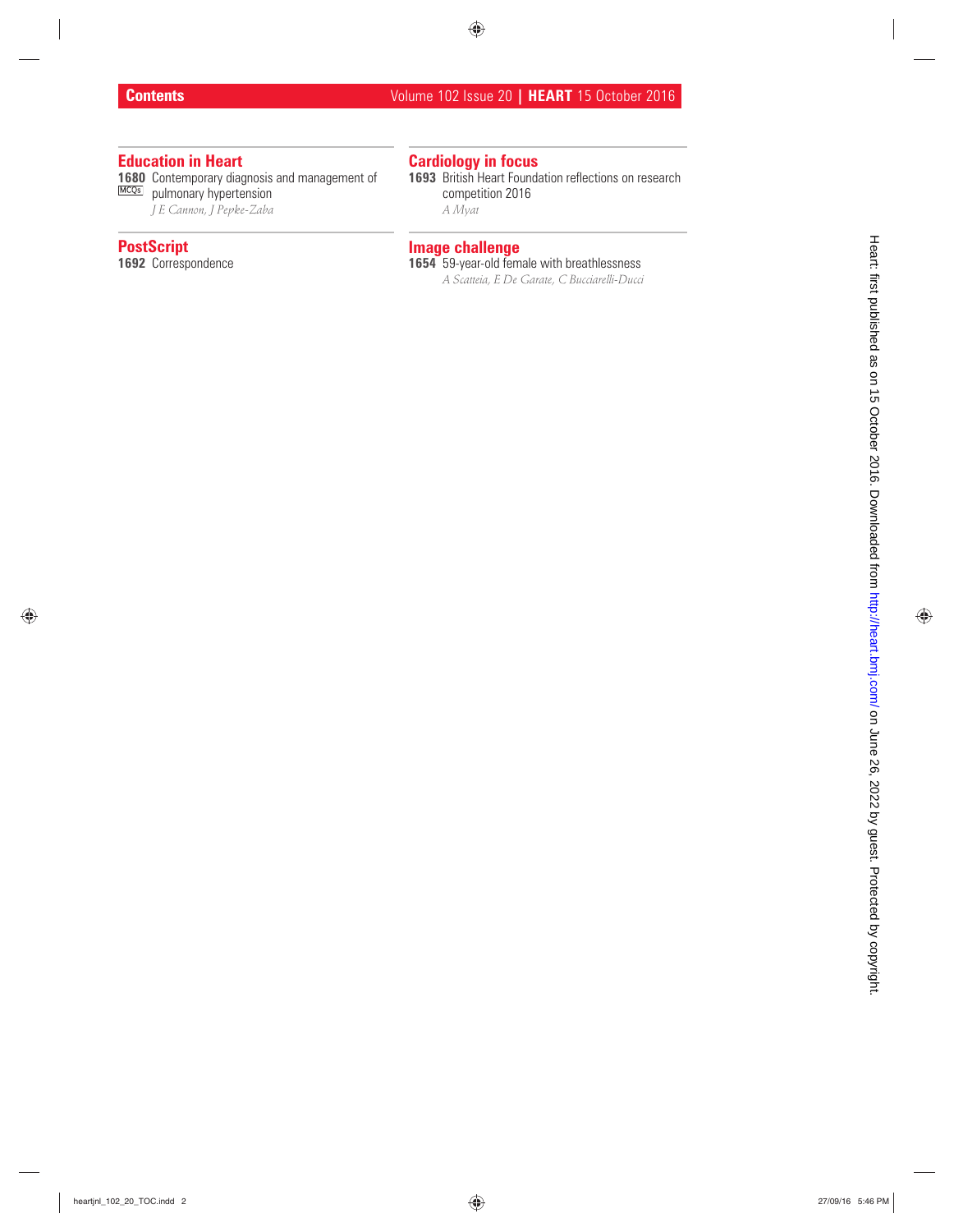## Contents

## Education in Heart

**1680** Contemporary diagnosis and management of pulmonary hypertension
MCQs
*J E Cannon, J Pepke-Zaba*

## PostScript

**1692** Correspondence

## Cardiology in focus

**1693** British Heart Foundation reflections on research competition 2016
*A Myat*

## Image challenge

**1654** 59-year-old female with breathlessness
*A Scatteia, E De Garate, C Bucciarelli-Ducci*